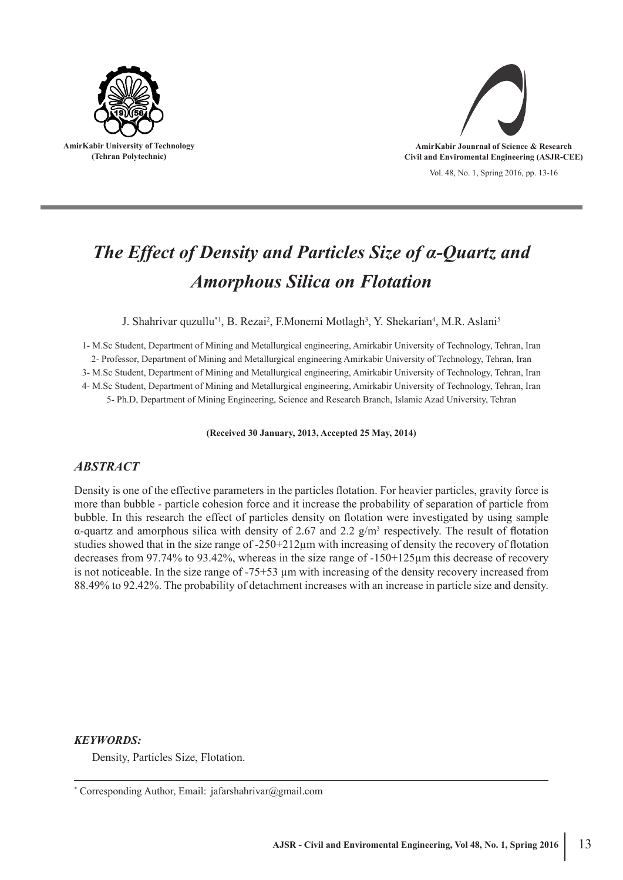# *The Effect of Density and Particles Size of α-Quartz and Amorphous Silica on Flotation*

J. Shahrivar quzullu*[1], B. Rezai[2], F.Monemi Motlagh[3], Y. Shekarian[4], M.R. Aslani[5]

1- M.Sc Student, Department of Mining and Metallurgical engineering, Amirkabir University of Technology, Tehran, Iran

2- Professor, Department of Mining and Metallurgical engineering Amirkabir University of Technology, Tehran, Iran

3- M.Sc Student, Department of Mining and Metallurgical engineering, Amirkabir University of Technology, Tehran, Iran

4- M.Sc Student, Department of Mining and Metallurgical engineering, Amirkabir University of Technology, Tehran, Iran

5- Ph.D, Department of Mining Engineering, Science and Research Branch, Islamic Azad University, Tehran

**(Received 30 January, 2013, Accepted 25 May, 2014)**

## *ABSTRACT*

Density is one of the effective parameters in the particles flotation. For heavier particles, gravity force is more than bubble - particle cohesion force and it increase the probability of separation of particle from bubble. In this research the effect of particles density on flotation were investigated by using sample α-quartz and amorphous silica with density of 2.67 and 2.2 $g/m^3$ respectively. The result of flotation studies showed that in the size range of -250+212μm with increasing of density the recovery of flotation decreases from 97.74% to 93.42%, whereas in the size range of -150+125μm this decrease of recovery is not noticeable. In the size range of -75+53 μm with increasing of the density recovery increased from 88.49% to 92.42%. The probability of detachment increases with an increase in particle size and density.

### *KEYWORDS:*

Density, Particles Size, Flotation.

---

\* Corresponding Author, Email: jafarshahrivar@gmail.com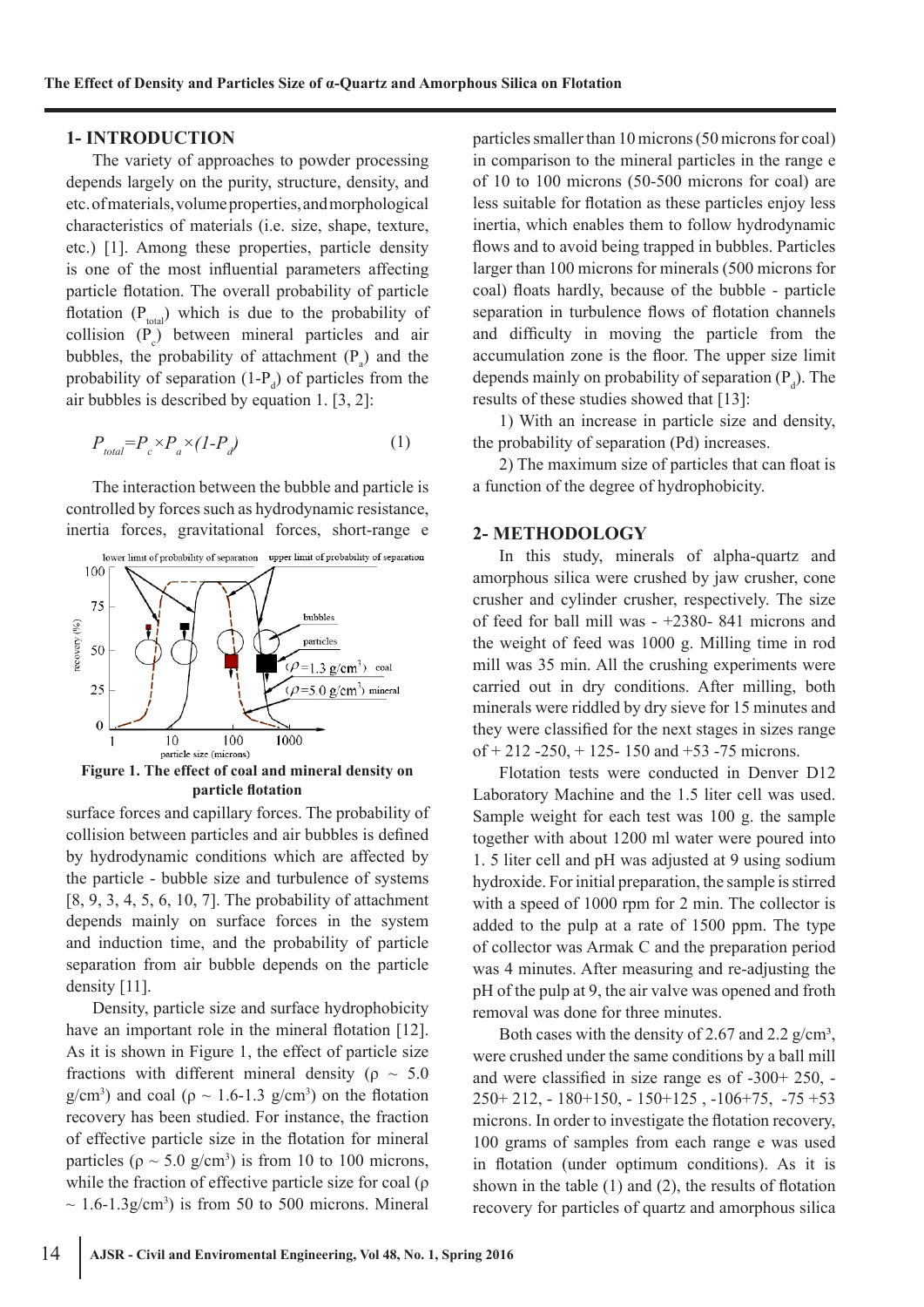## 1- INTRODUCTION

The variety of approaches to powder processing depends largely on the purity, structure, density, and etc. of materials, volume properties, and morphological characteristics of materials (i.e. size, shape, texture, etc.) [1]. Among these properties, particle density is one of the most influential parameters affecting particle flotation. The overall probability of particle flotation ($P_{total}$) which is due to the probability of collision ($P_c$) between mineral particles and air bubbles, the probability of attachment ($P_a$) and the probability of separation ($1-P_d$) of particles from the air bubbles is described by equation 1. [3, 2]:

$$P_{total}=P_c \times P_a \times (1-P_d) \tag{1}$$

The interaction between the bubble and particle is controlled by forces such as hydrodynamic resistance, inertia forces, gravitational forces, short-range e surface forces and capillary forces. The probability of collision between particles and air bubbles is defined by hydrodynamic conditions which are affected by the particle - bubble size and turbulence of systems [8, 9, 3, 4, 5, 6, 10, 7]. The probability of attachment depends mainly on surface forces in the system and induction time, and the probability of particle separation from air bubble depends on the particle density [11].

**Figure 1. The effect of coal and mineral density on particle flotation**

Density, particle size and surface hydrophobicity have an important role in the mineral flotation [12]. As it is shown in Figure 1, the effect of particle size fractions with different mineral density ($\rho \sim 5.0$ g/cm$^3$) and coal ($\rho \sim 1.6$-$1.3$ g/cm$^3$) on the flotation recovery has been studied. For instance, the fraction of effective particle size in the flotation for mineral particles ($\rho \sim 5.0$ g/cm$^3$) is from 10 to 100 microns, while the fraction of effective particle size for coal ($\rho \sim 1.6$-$1.3$g/cm$^3$) is from 50 to 500 microns. Mineral particles smaller than 10 microns (50 microns for coal) in comparison to the mineral particles in the range e of 10 to 100 microns (50-500 microns for coal) are less suitable for flotation as these particles enjoy less inertia, which enables them to follow hydrodynamic flows and to avoid being trapped in bubbles. Particles larger than 100 microns for minerals (500 microns for coal) floats hardly, because of the bubble - particle separation in turbulence flows of flotation channels and difficulty in moving the particle from the accumulation zone is the floor. The upper size limit depends mainly on probability of separation ($P_d$). The results of these studies showed that [13]:

1) With an increase in particle size and density, the probability of separation (Pd) increases.

2) The maximum size of particles that can float is a function of the degree of hydrophobicity.

## 2- METHODOLOGY

In this study, minerals of alpha-quartz and amorphous silica were crushed by jaw crusher, cone crusher and cylinder crusher, respectively. The size of feed for ball mill was - +2380- 841 microns and the weight of feed was 1000 g. Milling time in rod mill was 35 min. All the crushing experiments were carried out in dry conditions. After milling, both minerals were riddled by dry sieve for 15 minutes and they were classified for the next stages in sizes range of + 212 -250, + 125- 150 and +53 -75 microns.

Flotation tests were conducted in Denver D12 Laboratory Machine and the 1.5 liter cell was used. Sample weight for each test was 100 g. the sample together with about 1200 ml water were poured into 1. 5 liter cell and pH was adjusted at 9 using sodium hydroxide. For initial preparation, the sample is stirred with a speed of 1000 rpm for 2 min. The collector is added to the pulp at a rate of 1500 ppm. The type of collector was Armak C and the preparation period was 4 minutes. After measuring and re-adjusting the pH of the pulp at 9, the air valve was opened and froth removal was done for three minutes.

Both cases with the density of 2.67 and 2.2 g/cm³, were crushed under the same conditions by a ball mill and were classified in size range es of -300+ 250, -250+ 212, - 180+150, - 150+125 , -106+75, -75 +53 microns. In order to investigate the flotation recovery, 100 grams of samples from each range e was used in flotation (under optimum conditions). As it is shown in the table (1) and (2), the results of flotation recovery for particles of quartz and amorphous silica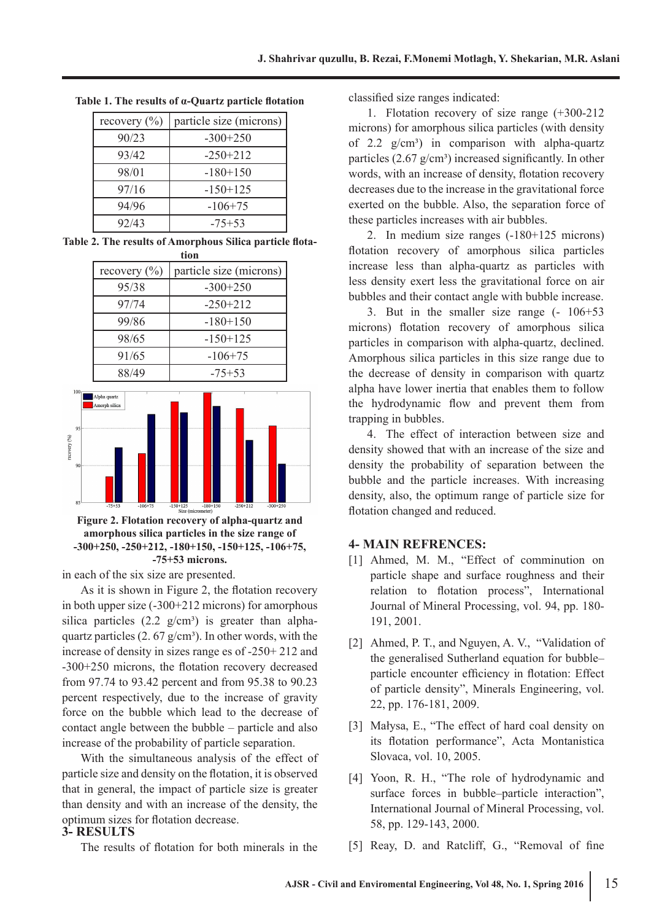**Table 1. The results of α-Quartz particle flotation**

| recovery (%) | particle size (microns) |
|---|---|
| 90/23 | -300+250 |
| 93/42 | -250+212 |
| 98/01 | -180+150 |
| 97/16 | -150+125 |
| 94/96 | -106+75 |
| 92/43 | -75+53 |

**Table 2. The results of Amorphous Silica particle flotation**

| recovery (%) | particle size (microns) |
|---|---|
| 95/38 | -300+250 |
| 97/74 | -250+212 |
| 99/86 | -180+150 |
| 98/65 | -150+125 |
| 91/65 | -106+75 |
| 88/49 | -75+53 |

**Figure 2. Flotation recovery of alpha-quartz and amorphous silica particles in the size range of -300+250, -250+212, -180+150, -150+125, -106+75, -75+53 microns.**

With the simultaneous analysis of the effect of particle size and density on the flotation, it is observed that in general, the impact of particle size is greater than density and with an increase of the density, the optimum sizes for flotation decrease.

## 3- RESULTS

The results of flotation for both minerals in the each of the six size are presented.

As it is shown in Figure 2, the flotation recovery in both upper size (-300+212 microns) for amorphous silica particles (2.2 g/cm³) is greater than alpha-quartz particles (2. 67 g/cm³). In other words, with the increase of density in sizes range es of -250+ 212 and -300+250 microns, the flotation recovery decreased from 97.74 to 93.42 percent and from 95.38 to 90.23 percent respectively, due to the increase of gravity force on the bubble which lead to the decrease of contact angle between the bubble – particle and also increase of the probability of particle separation.

classified size ranges indicated:

1. Flotation recovery of size range (+300-212 microns) for amorphous silica particles (with density of 2.2 g/cm³) in comparison with alpha-quartz particles (2.67 g/cm³) increased significantly. In other words, with an increase of density, flotation recovery decreases due to the increase in the gravitational force exerted on the bubble. Also, the separation force of these particles increases with air bubbles.
2. In medium size ranges (-180+125 microns) flotation recovery of amorphous silica particles increase less than alpha-quartz as particles with less density exert less the gravitational force on air bubbles and their contact angle with bubble increase.
3. But in the smaller size range (- 106+53 microns) flotation recovery of amorphous silica particles in comparison with alpha-quartz, declined. Amorphous silica particles in this size range due to the decrease of density in comparison with quartz alpha have lower inertia that enables them to follow the hydrodynamic flow and prevent them from trapping in bubbles.
4. The effect of interaction between size and density showed that with an increase of the size and density the probability of separation between the bubble and the particle increases. With increasing density, also, the optimum range of particle size for flotation changed and reduced.

## 4- MAIN REFRENCES:

[1] Ahmed, M. M., "Effect of comminution on particle shape and surface roughness and their relation to flotation process", International Journal of Mineral Processing, vol. 94, pp. 180-191, 2001.

[2] Ahmed, P. T., and Nguyen, A. V., "Validation of the generalised Sutherland equation for bubble–particle encounter efficiency in flotation: Effect of particle density", Minerals Engineering, vol. 22, pp. 176-181, 2009.

[3] Małysa, E., "The effect of hard coal density on its flotation performance", Acta Montanistica Slovaca, vol. 10, 2005.

[4] Yoon, R. H., "The role of hydrodynamic and surface forces in bubble–particle interaction", International Journal of Mineral Processing, vol. 58, pp. 129-143, 2000.

[5] Reay, D. and Ratcliff, G., "Removal of fine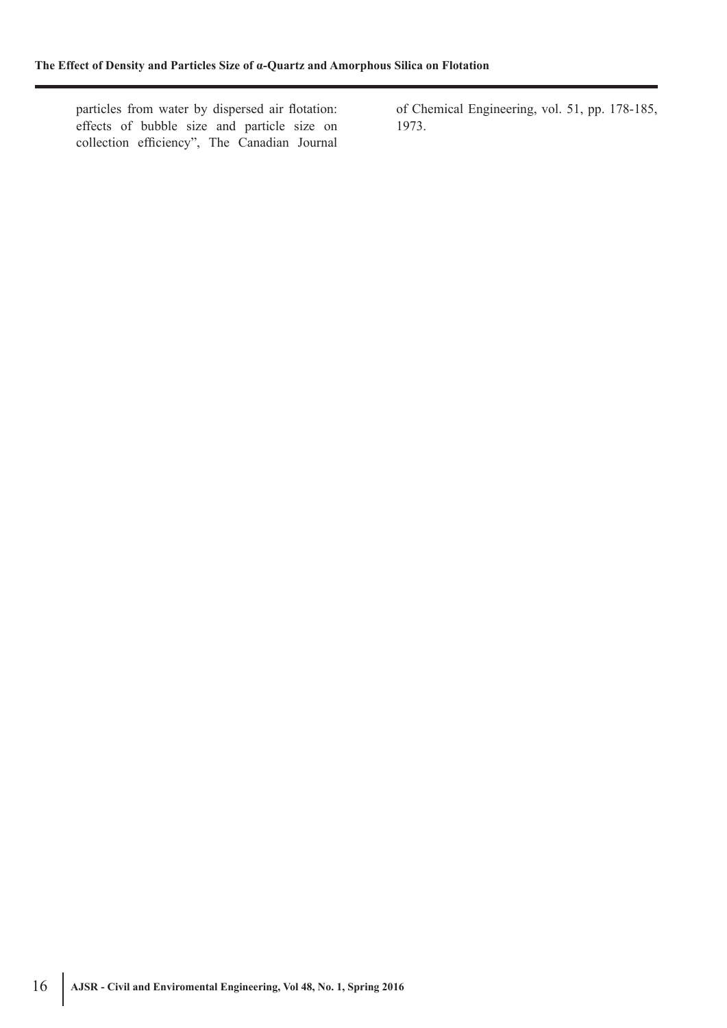particles from water by dispersed air flotation: effects of bubble size and particle size on collection efficiency", The Canadian Journal of Chemical Engineering, vol. 51, pp. 178-185, 1973.